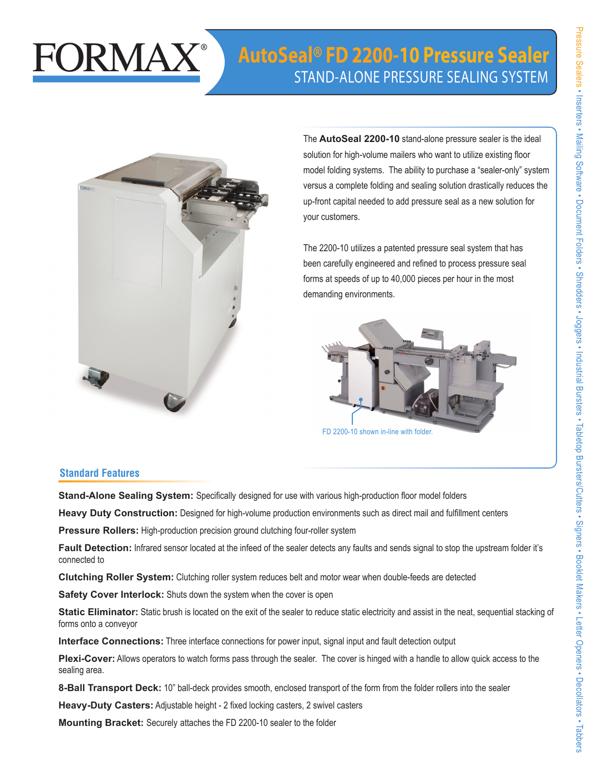FORMAX®

# AutoSeal® FD 2200-10 Pressure Sealer

## STAND-ALONE PRESSURE SEALING SYSTEM

The **AutoSeal 2200-10** stand-alone pressure sealer is the ideal solution for high-volume mailers who want to utilize existing floor model folding systems. The ability to purchase a "sealer-only" system versus a complete folding and sealing solution drastically reduces the up-front capital needed to add pressure seal as a new solution for your customers.

The 2200-10 utilizes a patented pressure seal system that has been carefully engineered and refined to process pressure seal forms at speeds of up to 40,000 pieces per hour in the most demanding environments.

FD 2200-10 shown in-line with folder.

### Standard Features

**Stand-Alone Sealing System:** Specifically designed for use with various high-production floor model folders

**Heavy Duty Construction:** Designed for high-volume production environments such as direct mail and fulfillment centers

**Pressure Rollers:** High-production precision ground clutching four-roller system

**Fault Detection:** Infrared sensor located at the infeed of the sealer detects any faults and sends signal to stop the upstream folder it's connected to

**Clutching Roller System:** Clutching roller system reduces belt and motor wear when double-feeds are detected

**Safety Cover Interlock:** Shuts down the system when the cover is open

**Static Eliminator:** Static brush is located on the exit of the sealer to reduce static electricity and assist in the neat, sequential stacking of forms onto a conveyor

**Interface Connections:** Three interface connections for power input, signal input and fault detection output

**Plexi-Cover:** Allows operators to watch forms pass through the sealer. The cover is hinged with a handle to allow quick access to the sealing area.

**8-Ball Transport Deck:** 10" ball-deck provides smooth, enclosed transport of the form from the folder rollers into the sealer

**Heavy-Duty Casters:** Adjustable height - 2 fixed locking casters, 2 swivel casters

**Mounting Bracket:** Securely attaches the FD 2200-10 sealer to the folder

Pressure Sealers • Inserters • Mailing Software • Document Folders • Shredders • Joggers • Industrial Bursters • Tabletop Bursters/Cutters • Signers • Booklet Makers • Letter Openers • Decollators • Tabbers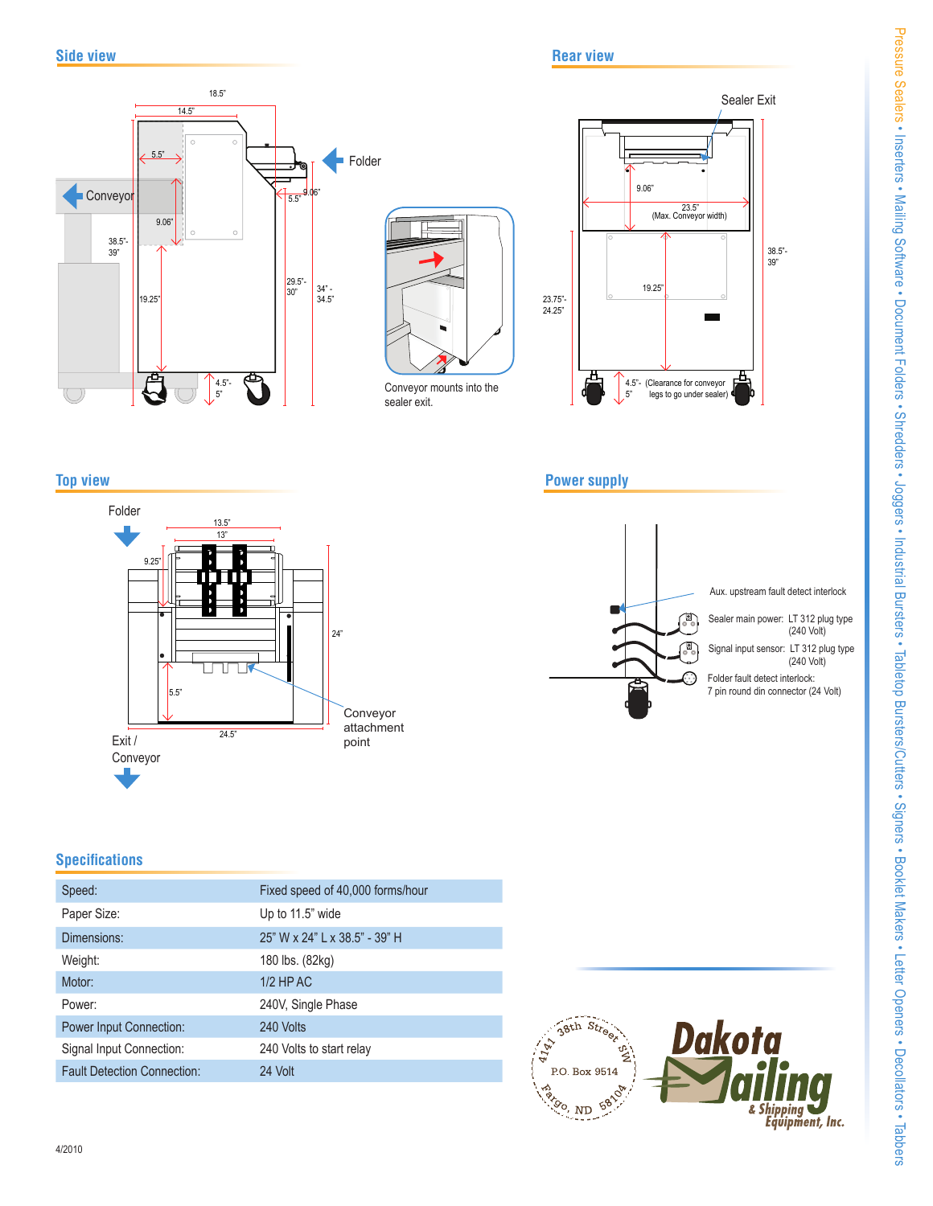## Side view

18.5"
14.5"
5.5"
Conveyor
9.06"
38.5"- 39"
19.25"
Folder
9.06"
5.5"
29.5"- 30"
34" - 34.5"
4.5"- 5"

Conveyor mounts into the sealer exit.

## Rear view

Sealer Exit
9.06"
23.5" (Max. Conveyor width)
38.5"- 39"
19.25"
23.75"- 24.25"
4.5"- 5" (Clearance for conveyor legs to go under sealer)

## Top view

Folder
13.5"
13"
9.25"
24"
5.5"
24.5"
Exit / Conveyor
Conveyor attachment point

## Power supply

Aux. upstream fault detect interlock
Sealer main power: LT 312 plug type (240 Volt)
Signal input sensor: LT 312 plug type (240 Volt)
Folder fault detect interlock: 7 pin round din connector (24 Volt)

## Specifications

| | |
|---|---|
| Speed: | Fixed speed of 40,000 forms/hour |
| Paper Size: | Up to 11.5" wide |
| Dimensions: | 25" W x 24" L x 38.5" - 39" H |
| Weight: | 180 lbs. (82kg) |
| Motor: | 1/2 HP AC |
| Power: | 240V, Single Phase |
| Power Input Connection: | 240 Volts |
| Signal Input Connection: | 240 Volts to start relay |
| Fault Detection Connection: | 24 Volt |

4141 38th Street SW
P.O. Box 9514
Fargo, ND 58104

Dakota Mailing & Shipping Equipment, Inc.

Pressure Sealers • Inserters • Mailing Software • Document Folders • Shredders • Joggers • Industrial Bursters • Tabletop Bursters/Cutters • Signers • Booklet Makers • Letter Openers • Decollators • Tabbers

4/2010